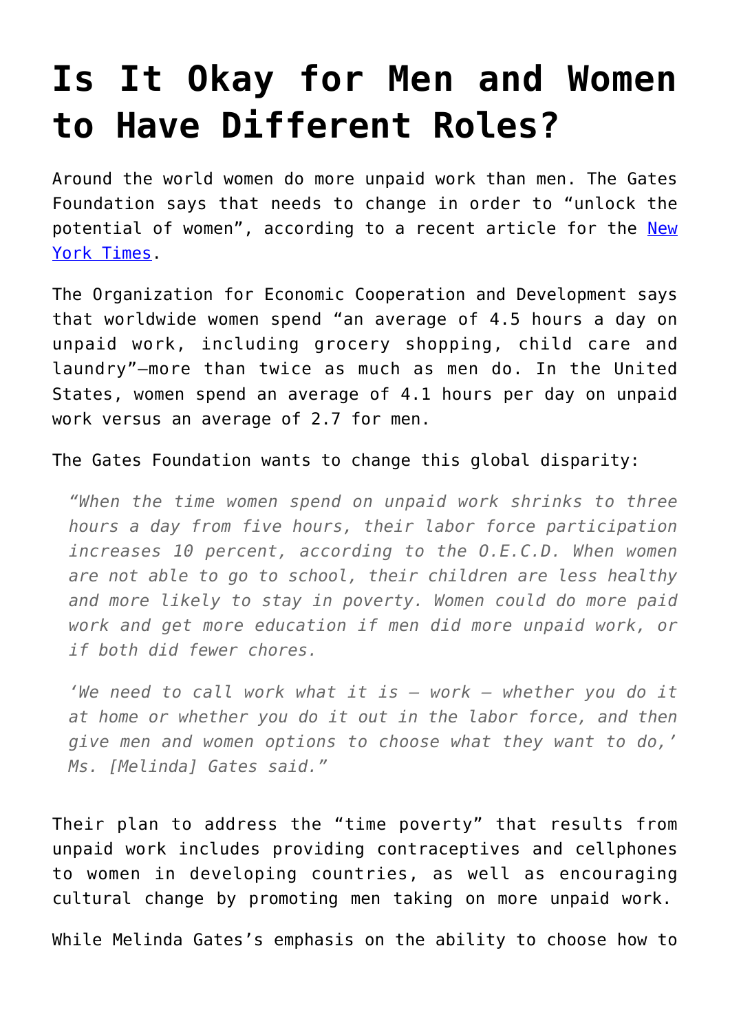# Is It Okay for Men and Women to Have Different Roles?

Around the world women do more unpaid work than men. The Gates Foundation says that needs to change in order to "unlock the potential of women", according to a recent article for the [New York Times](New York Times).

The Organization for Economic Cooperation and Development says that worldwide women spend "an average of 4.5 hours a day on unpaid work, including grocery shopping, child care and laundry"—more than twice as much as men do. In the United States, women spend an average of 4.1 hours per day on unpaid work versus an average of 2.7 for men.

The Gates Foundation wants to change this global disparity:

> *"When the time women spend on unpaid work shrinks to three hours a day from five hours, their labor force participation increases 10 percent, according to the O.E.C.D. When women are not able to go to school, their children are less healthy and more likely to stay in poverty. Women could do more paid work and get more education if men did more unpaid work, or if both did fewer chores.*
>
> *'We need to call work what it is – work – whether you do it at home or whether you do it out in the labor force, and then give men and women options to choose what they want to do,' Ms. [Melinda] Gates said."*

Their plan to address the "time poverty" that results from unpaid work includes providing contraceptives and cellphones to women in developing countries, as well as encouraging cultural change by promoting men taking on more unpaid work.

While Melinda Gates's emphasis on the ability to choose how to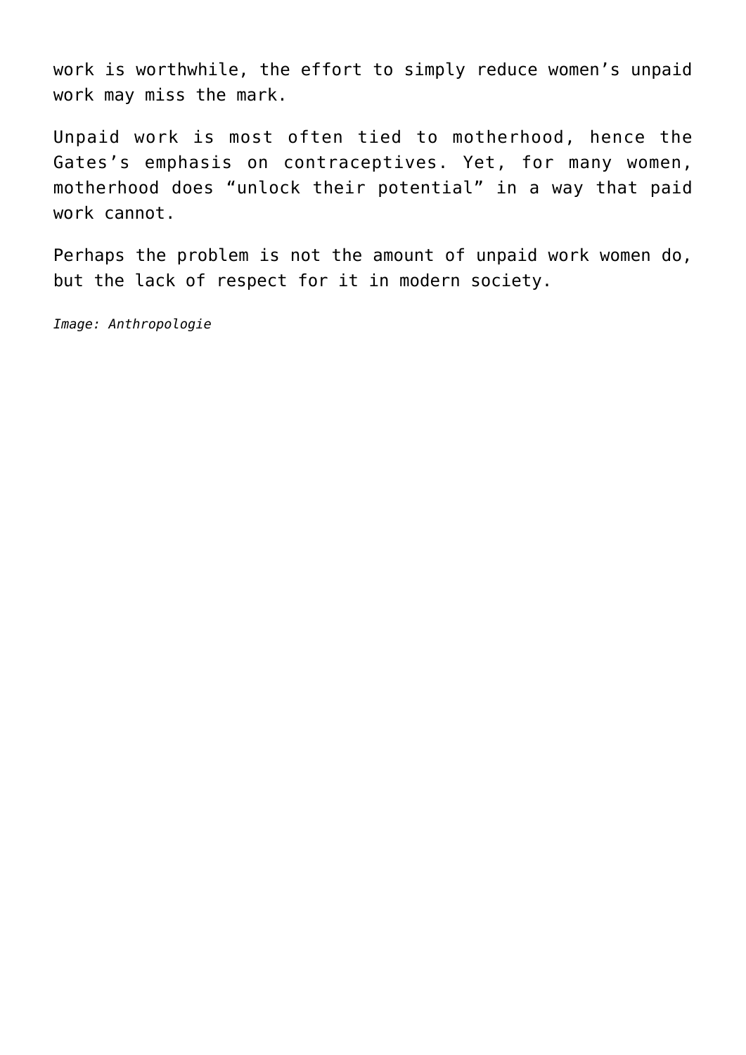work is worthwhile, the effort to simply reduce women's unpaid work may miss the mark.

Unpaid work is most often tied to motherhood, hence the Gates's emphasis on contraceptives. Yet, for many women, motherhood does "unlock their potential" in a way that paid work cannot.

Perhaps the problem is not the amount of unpaid work women do, but the lack of respect for it in modern society.

*Image: Anthropologie*